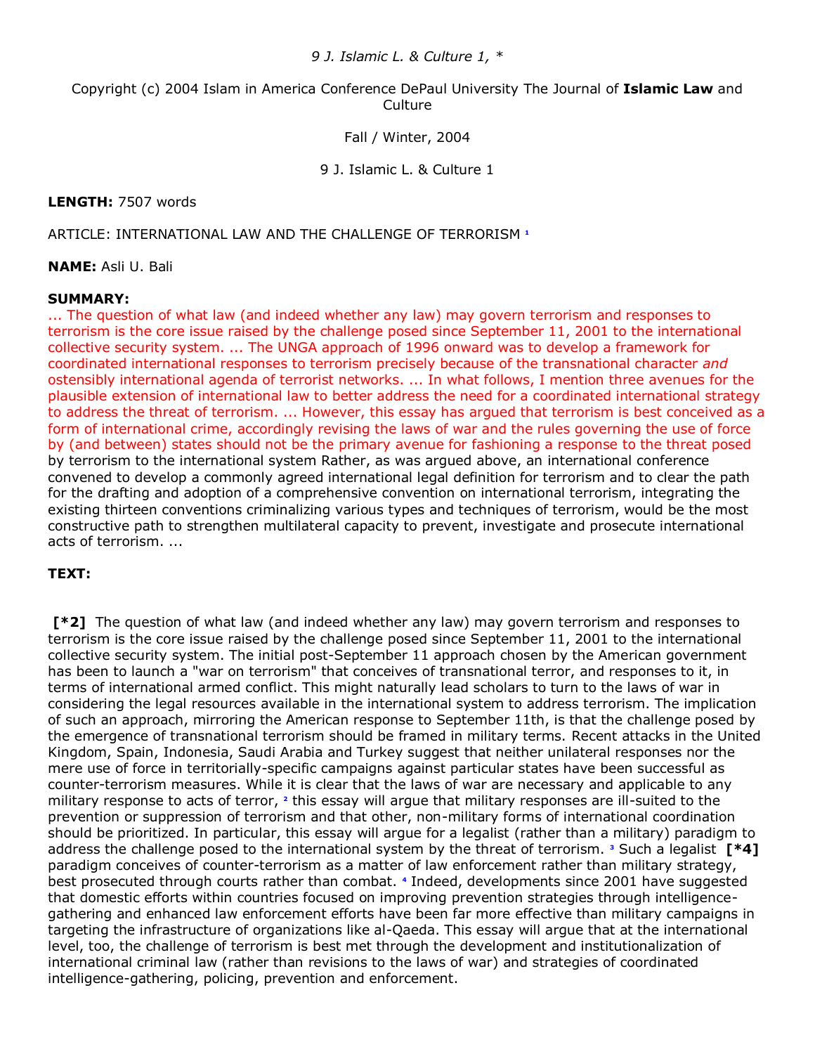*9 J. Islamic L. & Culture 1, **

Copyright (c) 2004 Islam in America Conference DePaul University The Journal of **Islamic Law** and Culture

Fall / Winter, 2004

9 J. Islamic L. & Culture 1

**LENGTH:** 7507 words

ARTICLE: INTERNATIONAL LAW AND THE CHALLENGE OF TERRORISM [1]

**NAME:** Asli U. Bali

**SUMMARY:**

... The question of what law (and indeed whether any law) may govern terrorism and responses to terrorism is the core issue raised by the challenge posed since September 11, 2001 to the international collective security system. ... The UNGA approach of 1996 onward was to develop a framework for coordinated international responses to terrorism precisely because of the transnational character *and* ostensibly international agenda of terrorist networks. ... In what follows, I mention three avenues for the plausible extension of international law to better address the need for a coordinated international strategy to address the threat of terrorism. ... However, this essay has argued that terrorism is best conceived as a form of international crime, accordingly revising the laws of war and the rules governing the use of force by (and between) states should not be the primary avenue for fashioning a response to the threat posed by terrorism to the international system Rather, as was argued above, an international conference convened to develop a commonly agreed international legal definition for terrorism and to clear the path for the drafting and adoption of a comprehensive convention on international terrorism, integrating the existing thirteen conventions criminalizing various types and techniques of terrorism, would be the most constructive path to strengthen multilateral capacity to prevent, investigate and prosecute international acts of terrorism. ...

**TEXT:**

**[*2]** The question of what law (and indeed whether any law) may govern terrorism and responses to terrorism is the core issue raised by the challenge posed since September 11, 2001 to the international collective security system. The initial post-September 11 approach chosen by the American government has been to launch a "war on terrorism" that conceives of transnational terror, and responses to it, in terms of international armed conflict. This might naturally lead scholars to turn to the laws of war in considering the legal resources available in the international system to address terrorism. The implication of such an approach, mirroring the American response to September 11th, is that the challenge posed by the emergence of transnational terrorism should be framed in military terms. Recent attacks in the United Kingdom, Spain, Indonesia, Saudi Arabia and Turkey suggest that neither unilateral responses nor the mere use of force in territorially-specific campaigns against particular states have been successful as counter-terrorism measures. While it is clear that the laws of war are necessary and applicable to any military response to acts of terror, [2] this essay will argue that military responses are ill-suited to the prevention or suppression of terrorism and that other, non-military forms of international coordination should be prioritized. In particular, this essay will argue for a legalist (rather than a military) paradigm to address the challenge posed to the international system by the threat of terrorism. [3] Such a legalist **[*4]** paradigm conceives of counter-terrorism as a matter of law enforcement rather than military strategy, best prosecuted through courts rather than combat. [4] Indeed, developments since 2001 have suggested that domestic efforts within countries focused on improving prevention strategies through intelligence-gathering and enhanced law enforcement efforts have been far more effective than military campaigns in targeting the infrastructure of organizations like al-Qaeda. This essay will argue that at the international level, too, the challenge of terrorism is best met through the development and institutionalization of international criminal law (rather than revisions to the laws of war) and strategies of coordinated intelligence-gathering, policing, prevention and enforcement.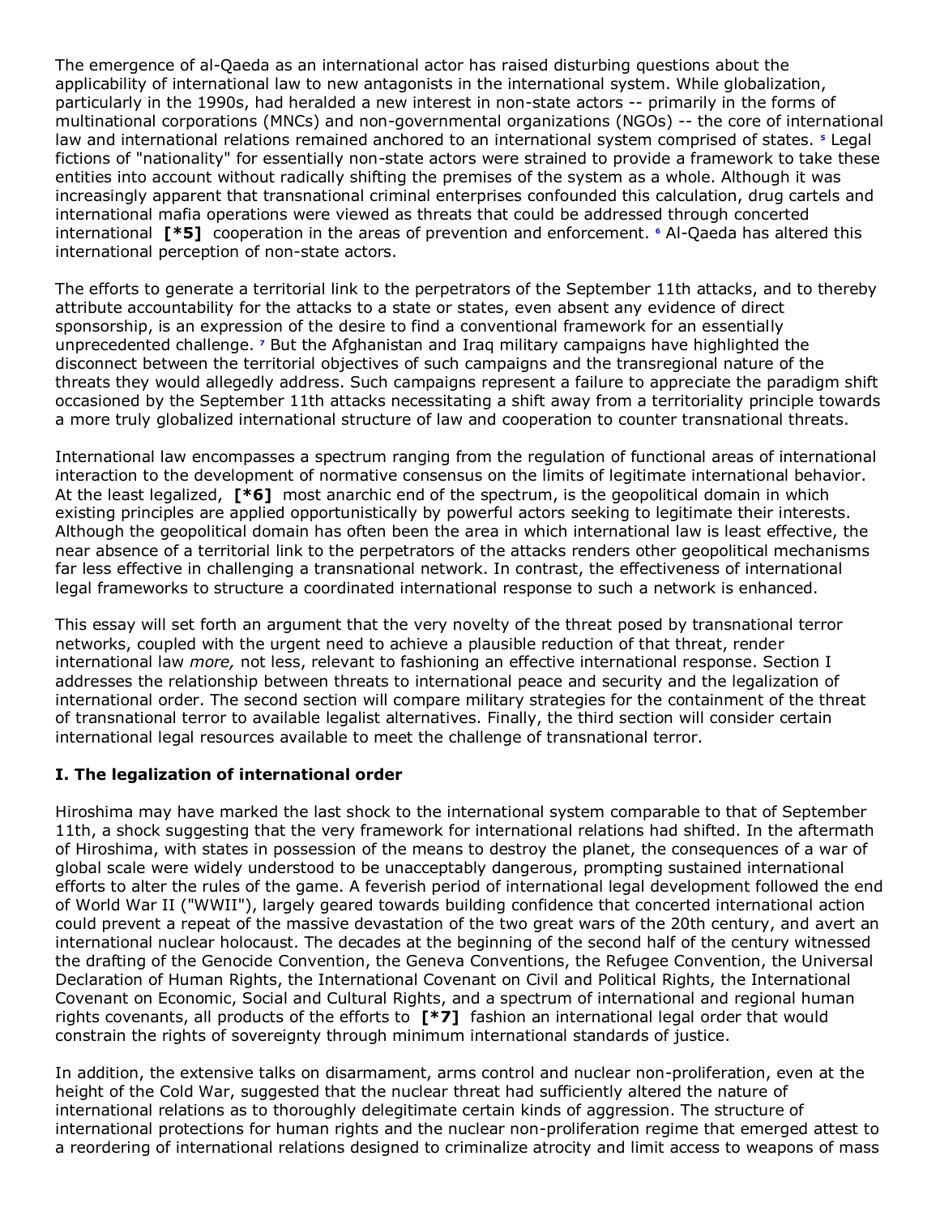The emergence of al-Qaeda as an international actor has raised disturbing questions about the applicability of international law to new antagonists in the international system. While globalization, particularly in the 1990s, had heralded a new interest in non-state actors -- primarily in the forms of multinational corporations (MNCs) and non-governmental organizations (NGOs) -- the core of international law and international relations remained anchored to an international system comprised of states. [5] Legal fictions of "nationality" for essentially non-state actors were strained to provide a framework to take these entities into account without radically shifting the premises of the system as a whole. Although it was increasingly apparent that transnational criminal enterprises confounded this calculation, drug cartels and international mafia operations were viewed as threats that could be addressed through concerted international **[*5]** cooperation in the areas of prevention and enforcement. [6] Al-Qaeda has altered this international perception of non-state actors.

The efforts to generate a territorial link to the perpetrators of the September 11th attacks, and to thereby attribute accountability for the attacks to a state or states, even absent any evidence of direct sponsorship, is an expression of the desire to find a conventional framework for an essentially unprecedented challenge. [7] But the Afghanistan and Iraq military campaigns have highlighted the disconnect between the territorial objectives of such campaigns and the transregional nature of the threats they would allegedly address. Such campaigns represent a failure to appreciate the paradigm shift occasioned by the September 11th attacks necessitating a shift away from a territoriality principle towards a more truly globalized international structure of law and cooperation to counter transnational threats.

International law encompasses a spectrum ranging from the regulation of functional areas of international interaction to the development of normative consensus on the limits of legitimate international behavior. At the least legalized, **[*6]** most anarchic end of the spectrum, is the geopolitical domain in which existing principles are applied opportunistically by powerful actors seeking to legitimate their interests. Although the geopolitical domain has often been the area in which international law is least effective, the near absence of a territorial link to the perpetrators of the attacks renders other geopolitical mechanisms far less effective in challenging a transnational network. In contrast, the effectiveness of international legal frameworks to structure a coordinated international response to such a network is enhanced.

This essay will set forth an argument that the very novelty of the threat posed by transnational terror networks, coupled with the urgent need to achieve a plausible reduction of that threat, render international law *more,* not less, relevant to fashioning an effective international response. Section I addresses the relationship between threats to international peace and security and the legalization of international order. The second section will compare military strategies for the containment of the threat of transnational terror to available legalist alternatives. Finally, the third section will consider certain international legal resources available to meet the challenge of transnational terror.

## I. The legalization of international order

Hiroshima may have marked the last shock to the international system comparable to that of September 11th, a shock suggesting that the very framework for international relations had shifted. In the aftermath of Hiroshima, with states in possession of the means to destroy the planet, the consequences of a war of global scale were widely understood to be unacceptably dangerous, prompting sustained international efforts to alter the rules of the game. A feverish period of international legal development followed the end of World War II ("WWII"), largely geared towards building confidence that concerted international action could prevent a repeat of the massive devastation of the two great wars of the 20th century, and avert an international nuclear holocaust. The decades at the beginning of the second half of the century witnessed the drafting of the Genocide Convention, the Geneva Conventions, the Refugee Convention, the Universal Declaration of Human Rights, the International Covenant on Civil and Political Rights, the International Covenant on Economic, Social and Cultural Rights, and a spectrum of international and regional human rights covenants, all products of the efforts to **[*7]** fashion an international legal order that would constrain the rights of sovereignty through minimum international standards of justice.

In addition, the extensive talks on disarmament, arms control and nuclear non-proliferation, even at the height of the Cold War, suggested that the nuclear threat had sufficiently altered the nature of international relations as to thoroughly delegitimate certain kinds of aggression. The structure of international protections for human rights and the nuclear non-proliferation regime that emerged attest to a reordering of international relations designed to criminalize atrocity and limit access to weapons of mass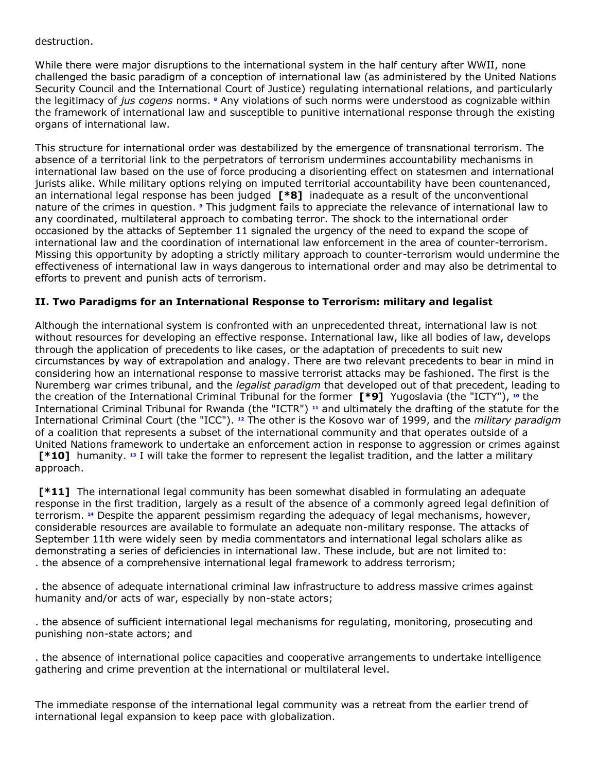destruction.

While there were major disruptions to the international system in the half century after WWII, none challenged the basic paradigm of a conception of international law (as administered by the United Nations Security Council and the International Court of Justice) regulating international relations, and particularly the legitimacy of *jus cogens* norms. [8] Any violations of such norms were understood as cognizable within the framework of international law and susceptible to punitive international response through the existing organs of international law.

This structure for international order was destabilized by the emergence of transnational terrorism. The absence of a territorial link to the perpetrators of terrorism undermines accountability mechanisms in international law based on the use of force producing a disorienting effect on statesmen and international jurists alike. While military options relying on imputed territorial accountability have been countenanced, an international legal response has been judged **[*8]** inadequate as a result of the unconventional nature of the crimes in question. [9] This judgment fails to appreciate the relevance of international law to any coordinated, multilateral approach to combating terror. The shock to the international order occasioned by the attacks of September 11 signaled the urgency of the need to expand the scope of international law and the coordination of international law enforcement in the area of counter-terrorism. Missing this opportunity by adopting a strictly military approach to counter-terrorism would undermine the effectiveness of international law in ways dangerous to international order and may also be detrimental to efforts to prevent and punish acts of terrorism.

## II. Two Paradigms for an International Response to Terrorism: military and legalist

Although the international system is confronted with an unprecedented threat, international law is not without resources for developing an effective response. International law, like all bodies of law, develops through the application of precedents to like cases, or the adaptation of precedents to suit new circumstances by way of extrapolation and analogy. There are two relevant precedents to bear in mind in considering how an international response to massive terrorist attacks may be fashioned. The first is the Nuremberg war crimes tribunal, and the *legalist paradigm* that developed out of that precedent, leading to the creation of the International Criminal Tribunal for the former **[*9]** Yugoslavia (the "ICTY"), [10] the International Criminal Tribunal for Rwanda (the "ICTR") [11] and ultimately the drafting of the statute for the International Criminal Court (the "ICC"). [12] The other is the Kosovo war of 1999, and the *military paradigm* of a coalition that represents a subset of the international community and that operates outside of a United Nations framework to undertake an enforcement action in response to aggression or crimes against **[*10]** humanity. [13] I will take the former to represent the legalist tradition, and the latter a military approach.

**[*11]** The international legal community has been somewhat disabled in formulating an adequate response in the first tradition, largely as a result of the absence of a commonly agreed legal definition of terrorism. [14] Despite the apparent pessimism regarding the adequacy of legal mechanisms, however, considerable resources are available to formulate an adequate non-military response. The attacks of September 11th were widely seen by media commentators and international legal scholars alike as demonstrating a series of deficiencies in international law. These include, but are not limited to:

. the absence of a comprehensive international legal framework to address terrorism;

. the absence of adequate international criminal law infrastructure to address massive crimes against humanity and/or acts of war, especially by non-state actors;

. the absence of sufficient international legal mechanisms for regulating, monitoring, prosecuting and punishing non-state actors; and

. the absence of international police capacities and cooperative arrangements to undertake intelligence gathering and crime prevention at the international or multilateral level.

The immediate response of the international legal community was a retreat from the earlier trend of international legal expansion to keep pace with globalization.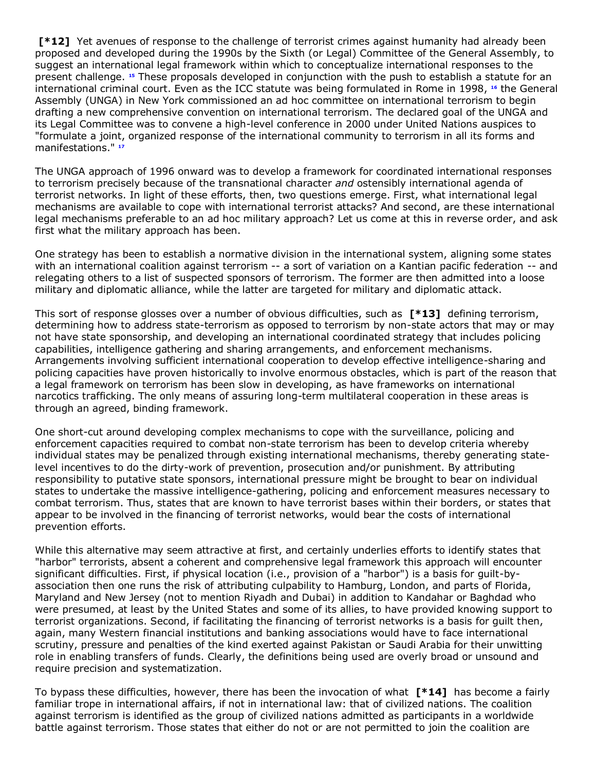**[*12]** Yet avenues of response to the challenge of terrorist crimes against humanity had already been proposed and developed during the 1990s by the Sixth (or Legal) Committee of the General Assembly, to suggest an international legal framework within which to conceptualize international responses to the present challenge. [15] These proposals developed in conjunction with the push to establish a statute for an international criminal court. Even as the ICC statute was being formulated in Rome in 1998, [16] the General Assembly (UNGA) in New York commissioned an ad hoc committee on international terrorism to begin drafting a new comprehensive convention on international terrorism. The declared goal of the UNGA and its Legal Committee was to convene a high-level conference in 2000 under United Nations auspices to "formulate a joint, organized response of the international community to terrorism in all its forms and manifestations." [17]

The UNGA approach of 1996 onward was to develop a framework for coordinated international responses to terrorism precisely because of the transnational character *and* ostensibly international agenda of terrorist networks. In light of these efforts, then, two questions emerge. First, what international legal mechanisms are available to cope with international terrorist attacks? And second, are these international legal mechanisms preferable to an ad hoc military approach? Let us come at this in reverse order, and ask first what the military approach has been.

One strategy has been to establish a normative division in the international system, aligning some states with an international coalition against terrorism -- a sort of variation on a Kantian pacific federation -- and relegating others to a list of suspected sponsors of terrorism. The former are then admitted into a loose military and diplomatic alliance, while the latter are targeted for military and diplomatic attack.

This sort of response glosses over a number of obvious difficulties, such as **[*13]** defining terrorism, determining how to address state-terrorism as opposed to terrorism by non-state actors that may or may not have state sponsorship, and developing an international coordinated strategy that includes policing capabilities, intelligence gathering and sharing arrangements, and enforcement mechanisms. Arrangements involving sufficient international cooperation to develop effective intelligence-sharing and policing capacities have proven historically to involve enormous obstacles, which is part of the reason that a legal framework on terrorism has been slow in developing, as have frameworks on international narcotics trafficking. The only means of assuring long-term multilateral cooperation in these areas is through an agreed, binding framework.

One short-cut around developing complex mechanisms to cope with the surveillance, policing and enforcement capacities required to combat non-state terrorism has been to develop criteria whereby individual states may be penalized through existing international mechanisms, thereby generating state-level incentives to do the dirty-work of prevention, prosecution and/or punishment. By attributing responsibility to putative state sponsors, international pressure might be brought to bear on individual states to undertake the massive intelligence-gathering, policing and enforcement measures necessary to combat terrorism. Thus, states that are known to have terrorist bases within their borders, or states that appear to be involved in the financing of terrorist networks, would bear the costs of international prevention efforts.

While this alternative may seem attractive at first, and certainly underlies efforts to identify states that "harbor" terrorists, absent a coherent and comprehensive legal framework this approach will encounter significant difficulties. First, if physical location (i.e., provision of a "harbor") is a basis for guilt-by-association then one runs the risk of attributing culpability to Hamburg, London, and parts of Florida, Maryland and New Jersey (not to mention Riyadh and Dubai) in addition to Kandahar or Baghdad who were presumed, at least by the United States and some of its allies, to have provided knowing support to terrorist organizations. Second, if facilitating the financing of terrorist networks is a basis for guilt then, again, many Western financial institutions and banking associations would have to face international scrutiny, pressure and penalties of the kind exerted against Pakistan or Saudi Arabia for their unwitting role in enabling transfers of funds. Clearly, the definitions being used are overly broad or unsound and require precision and systematization.

To bypass these difficulties, however, there has been the invocation of what **[*14]** has become a fairly familiar trope in international affairs, if not in international law: that of civilized nations. The coalition against terrorism is identified as the group of civilized nations admitted as participants in a worldwide battle against terrorism. Those states that either do not or are not permitted to join the coalition are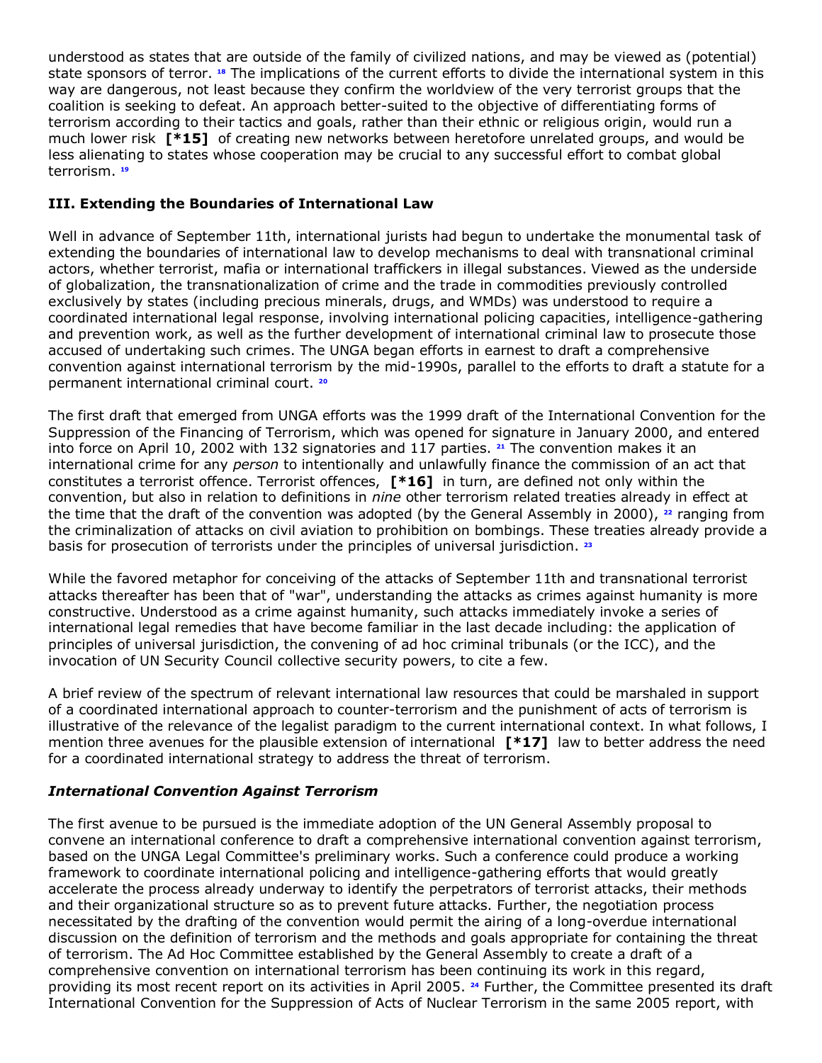understood as states that are outside of the family of civilized nations, and may be viewed as (potential) state sponsors of terror. [18] The implications of the current efforts to divide the international system in this way are dangerous, not least because they confirm the worldview of the very terrorist groups that the coalition is seeking to defeat. An approach better-suited to the objective of differentiating forms of terrorism according to their tactics and goals, rather than their ethnic or religious origin, would run a much lower risk **[*15]** of creating new networks between heretofore unrelated groups, and would be less alienating to states whose cooperation may be crucial to any successful effort to combat global terrorism. [19]

### III. Extending the Boundaries of International Law

Well in advance of September 11th, international jurists had begun to undertake the monumental task of extending the boundaries of international law to develop mechanisms to deal with transnational criminal actors, whether terrorist, mafia or international traffickers in illegal substances. Viewed as the underside of globalization, the transnationalization of crime and the trade in commodities previously controlled exclusively by states (including precious minerals, drugs, and WMDs) was understood to require a coordinated international legal response, involving international policing capacities, intelligence-gathering and prevention work, as well as the further development of international criminal law to prosecute those accused of undertaking such crimes. The UNGA began efforts in earnest to draft a comprehensive convention against international terrorism by the mid-1990s, parallel to the efforts to draft a statute for a permanent international criminal court. [20]

The first draft that emerged from UNGA efforts was the 1999 draft of the International Convention for the Suppression of the Financing of Terrorism, which was opened for signature in January 2000, and entered into force on April 10, 2002 with 132 signatories and 117 parties. [21] The convention makes it an international crime for any *person* to intentionally and unlawfully finance the commission of an act that constitutes a terrorist offence. Terrorist offences, **[*16]** in turn, are defined not only within the convention, but also in relation to definitions in *nine* other terrorism related treaties already in effect at the time that the draft of the convention was adopted (by the General Assembly in 2000), [22] ranging from the criminalization of attacks on civil aviation to prohibition on bombings. These treaties already provide a basis for prosecution of terrorists under the principles of universal jurisdiction. [23]

While the favored metaphor for conceiving of the attacks of September 11th and transnational terrorist attacks thereafter has been that of "war", understanding the attacks as crimes against humanity is more constructive. Understood as a crime against humanity, such attacks immediately invoke a series of international legal remedies that have become familiar in the last decade including: the application of principles of universal jurisdiction, the convening of ad hoc criminal tribunals (or the ICC), and the invocation of UN Security Council collective security powers, to cite a few.

A brief review of the spectrum of relevant international law resources that could be marshaled in support of a coordinated international approach to counter-terrorism and the punishment of acts of terrorism is illustrative of the relevance of the legalist paradigm to the current international context. In what follows, I mention three avenues for the plausible extension of international **[*17]** law to better address the need for a coordinated international strategy to address the threat of terrorism.

#### *International Convention Against Terrorism*

The first avenue to be pursued is the immediate adoption of the UN General Assembly proposal to convene an international conference to draft a comprehensive international convention against terrorism, based on the UNGA Legal Committee's preliminary works. Such a conference could produce a working framework to coordinate international policing and intelligence-gathering efforts that would greatly accelerate the process already underway to identify the perpetrators of terrorist attacks, their methods and their organizational structure so as to prevent future attacks. Further, the negotiation process necessitated by the drafting of the convention would permit the airing of a long-overdue international discussion on the definition of terrorism and the methods and goals appropriate for containing the threat of terrorism. The Ad Hoc Committee established by the General Assembly to create a draft of a comprehensive convention on international terrorism has been continuing its work in this regard, providing its most recent report on its activities in April 2005. [24] Further, the Committee presented its draft International Convention for the Suppression of Acts of Nuclear Terrorism in the same 2005 report, with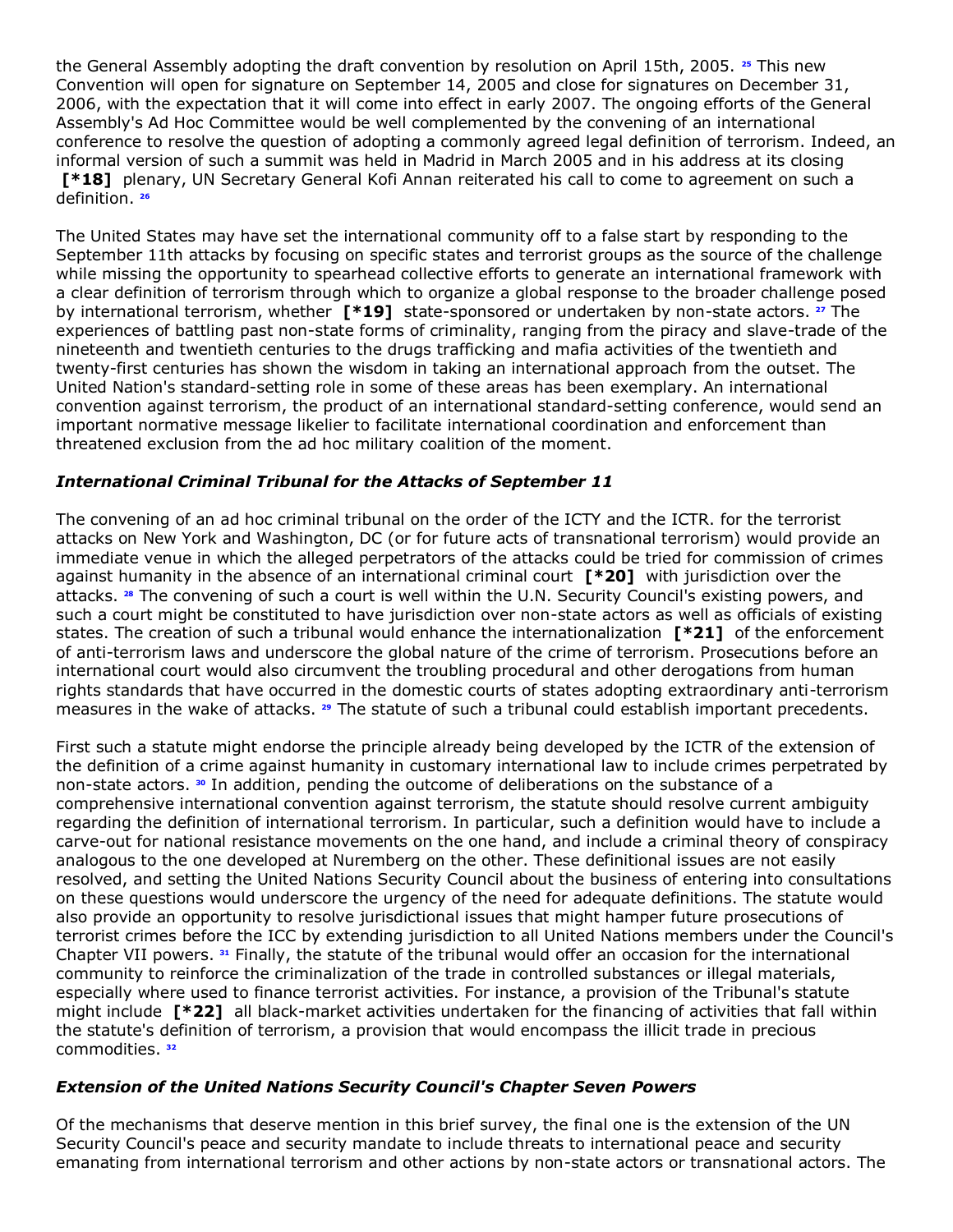the General Assembly adopting the draft convention by resolution on April 15th, 2005. [25] This new Convention will open for signature on September 14, 2005 and close for signatures on December 31, 2006, with the expectation that it will come into effect in early 2007. The ongoing efforts of the General Assembly's Ad Hoc Committee would be well complemented by the convening of an international conference to resolve the question of adopting a commonly agreed legal definition of terrorism. Indeed, an informal version of such a summit was held in Madrid in March 2005 and in his address at its closing **[*18]** plenary, UN Secretary General Kofi Annan reiterated his call to come to agreement on such a definition. [26]

The United States may have set the international community off to a false start by responding to the September 11th attacks by focusing on specific states and terrorist groups as the source of the challenge while missing the opportunity to spearhead collective efforts to generate an international framework with a clear definition of terrorism through which to organize a global response to the broader challenge posed by international terrorism, whether **[*19]** state-sponsored or undertaken by non-state actors. [27] The experiences of battling past non-state forms of criminality, ranging from the piracy and slave-trade of the nineteenth and twentieth centuries to the drugs trafficking and mafia activities of the twentieth and twenty-first centuries has shown the wisdom in taking an international approach from the outset. The United Nation's standard-setting role in some of these areas has been exemplary. An international convention against terrorism, the product of an international standard-setting conference, would send an important normative message likelier to facilitate international coordination and enforcement than threatened exclusion from the ad hoc military coalition of the moment.

### *International Criminal Tribunal for the Attacks of September 11*

The convening of an ad hoc criminal tribunal on the order of the ICTY and the ICTR. for the terrorist attacks on New York and Washington, DC (or for future acts of transnational terrorism) would provide an immediate venue in which the alleged perpetrators of the attacks could be tried for commission of crimes against humanity in the absence of an international criminal court **[*20]** with jurisdiction over the attacks. [28] The convening of such a court is well within the U.N. Security Council's existing powers, and such a court might be constituted to have jurisdiction over non-state actors as well as officials of existing states. The creation of such a tribunal would enhance the internationalization **[*21]** of the enforcement of anti-terrorism laws and underscore the global nature of the crime of terrorism. Prosecutions before an international court would also circumvent the troubling procedural and other derogations from human rights standards that have occurred in the domestic courts of states adopting extraordinary anti-terrorism measures in the wake of attacks. [29] The statute of such a tribunal could establish important precedents.

First such a statute might endorse the principle already being developed by the ICTR of the extension of the definition of a crime against humanity in customary international law to include crimes perpetrated by non-state actors. [30] In addition, pending the outcome of deliberations on the substance of a comprehensive international convention against terrorism, the statute should resolve current ambiguity regarding the definition of international terrorism. In particular, such a definition would have to include a carve-out for national resistance movements on the one hand, and include a criminal theory of conspiracy analogous to the one developed at Nuremberg on the other. These definitional issues are not easily resolved, and setting the United Nations Security Council about the business of entering into consultations on these questions would underscore the urgency of the need for adequate definitions. The statute would also provide an opportunity to resolve jurisdictional issues that might hamper future prosecutions of terrorist crimes before the ICC by extending jurisdiction to all United Nations members under the Council's Chapter VII powers. [31] Finally, the statute of the tribunal would offer an occasion for the international community to reinforce the criminalization of the trade in controlled substances or illegal materials, especially where used to finance terrorist activities. For instance, a provision of the Tribunal's statute might include **[*22]** all black-market activities undertaken for the financing of activities that fall within the statute's definition of terrorism, a provision that would encompass the illicit trade in precious commodities. [32]

### *Extension of the United Nations Security Council's Chapter Seven Powers*

Of the mechanisms that deserve mention in this brief survey, the final one is the extension of the UN Security Council's peace and security mandate to include threats to international peace and security emanating from international terrorism and other actions by non-state actors or transnational actors. The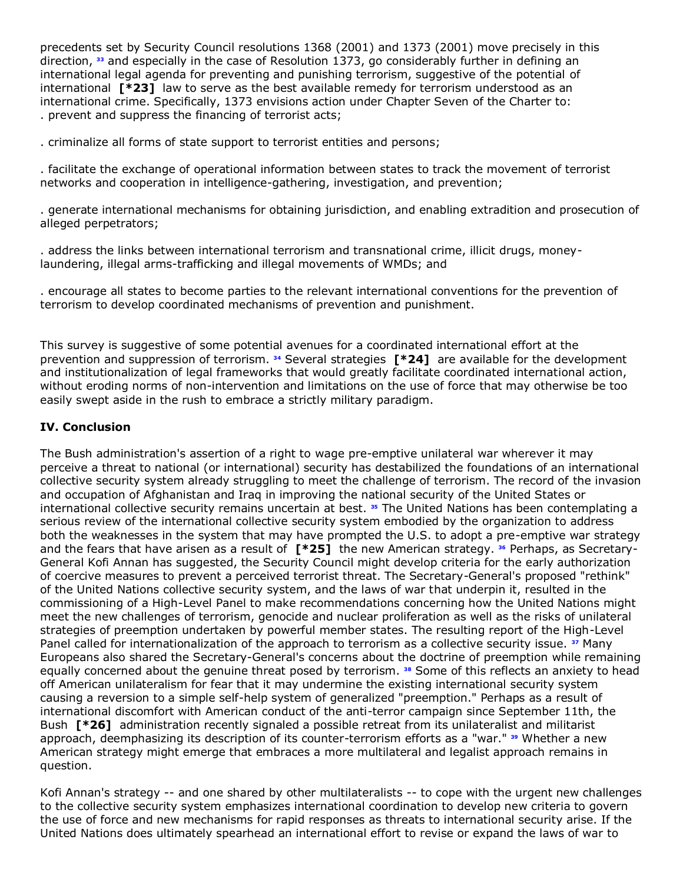precedents set by Security Council resolutions 1368 (2001) and 1373 (2001) move precisely in this direction, [33] and especially in the case of Resolution 1373, go considerably further in defining an international legal agenda for preventing and punishing terrorism, suggestive of the potential of international **[*23]** law to serve as the best available remedy for terrorism understood as an international crime. Specifically, 1373 envisions action under Chapter Seven of the Charter to:

. prevent and suppress the financing of terrorist acts;

. criminalize all forms of state support to terrorist entities and persons;

. facilitate the exchange of operational information between states to track the movement of terrorist networks and cooperation in intelligence-gathering, investigation, and prevention;

. generate international mechanisms for obtaining jurisdiction, and enabling extradition and prosecution of alleged perpetrators;

. address the links between international terrorism and transnational crime, illicit drugs, money-laundering, illegal arms-trafficking and illegal movements of WMDs; and

. encourage all states to become parties to the relevant international conventions for the prevention of terrorism to develop coordinated mechanisms of prevention and punishment.

This survey is suggestive of some potential avenues for a coordinated international effort at the prevention and suppression of terrorism. [34] Several strategies **[*24]** are available for the development and institutionalization of legal frameworks that would greatly facilitate coordinated international action, without eroding norms of non-intervention and limitations on the use of force that may otherwise be too easily swept aside in the rush to embrace a strictly military paradigm.

## IV. Conclusion

The Bush administration's assertion of a right to wage pre-emptive unilateral war wherever it may perceive a threat to national (or international) security has destabilized the foundations of an international collective security system already struggling to meet the challenge of terrorism. The record of the invasion and occupation of Afghanistan and Iraq in improving the national security of the United States or international collective security remains uncertain at best. [35] The United Nations has been contemplating a serious review of the international collective security system embodied by the organization to address both the weaknesses in the system that may have prompted the U.S. to adopt a pre-emptive war strategy and the fears that have arisen as a result of **[*25]** the new American strategy. [36] Perhaps, as Secretary-General Kofi Annan has suggested, the Security Council might develop criteria for the early authorization of coercive measures to prevent a perceived terrorist threat. The Secretary-General's proposed "rethink" of the United Nations collective security system, and the laws of war that underpin it, resulted in the commissioning of a High-Level Panel to make recommendations concerning how the United Nations might meet the new challenges of terrorism, genocide and nuclear proliferation as well as the risks of unilateral strategies of preemption undertaken by powerful member states. The resulting report of the High-Level Panel called for internationalization of the approach to terrorism as a collective security issue. [37] Many Europeans also shared the Secretary-General's concerns about the doctrine of preemption while remaining equally concerned about the genuine threat posed by terrorism. [38] Some of this reflects an anxiety to head off American unilateralism for fear that it may undermine the existing international security system causing a reversion to a simple self-help system of generalized "preemption." Perhaps as a result of international discomfort with American conduct of the anti-terror campaign since September 11th, the Bush **[*26]** administration recently signaled a possible retreat from its unilateralist and militarist approach, deemphasizing its description of its counter-terrorism efforts as a "war." [39] Whether a new American strategy might emerge that embraces a more multilateral and legalist approach remains in question.

Kofi Annan's strategy -- and one shared by other multilateralists -- to cope with the urgent new challenges to the collective security system emphasizes international coordination to develop new criteria to govern the use of force and new mechanisms for rapid responses as threats to international security arise. If the United Nations does ultimately spearhead an international effort to revise or expand the laws of war to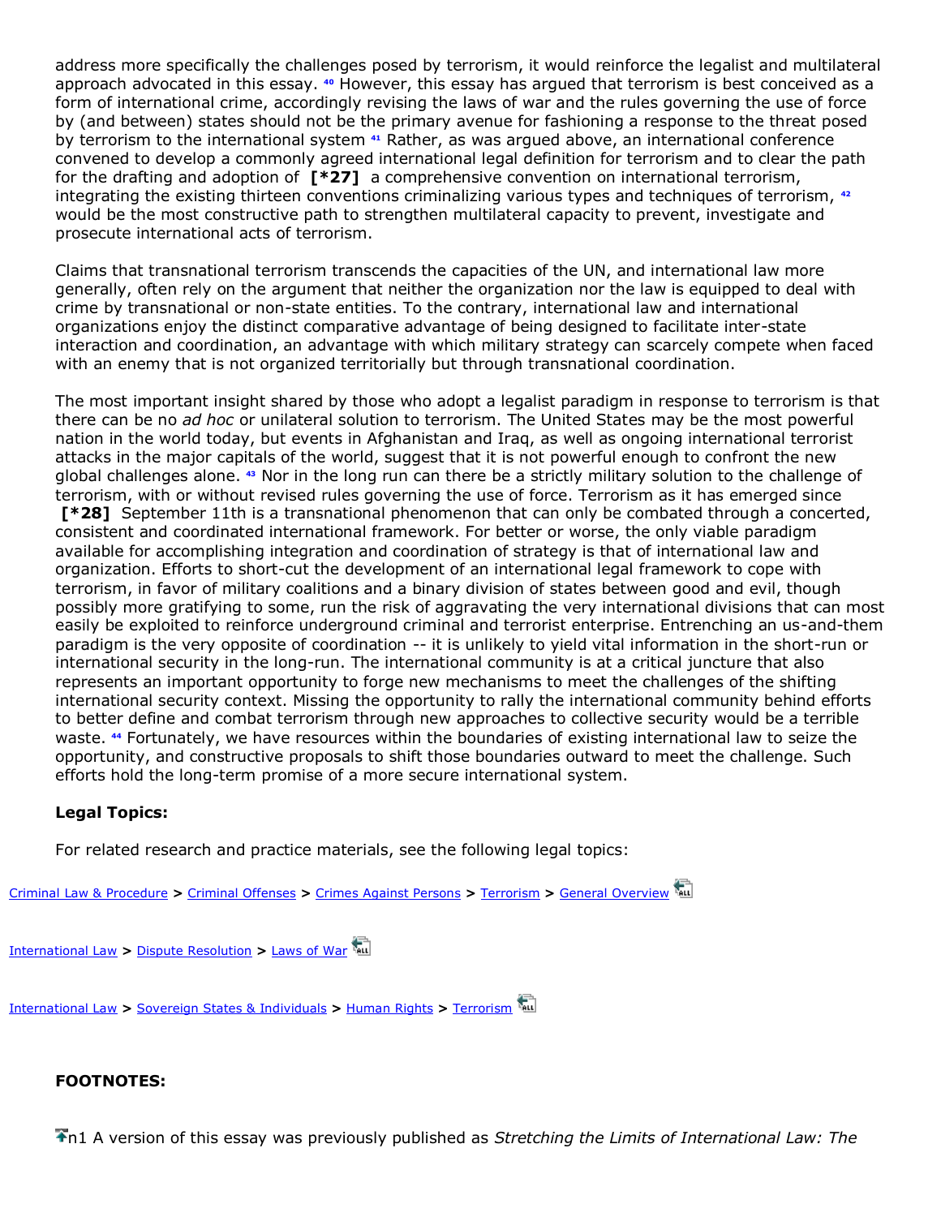address more specifically the challenges posed by terrorism, it would reinforce the legalist and multilateral approach advocated in this essay. [40] However, this essay has argued that terrorism is best conceived as a form of international crime, accordingly revising the laws of war and the rules governing the use of force by (and between) states should not be the primary avenue for fashioning a response to the threat posed by terrorism to the international system [41] Rather, as was argued above, an international conference convened to develop a commonly agreed international legal definition for terrorism and to clear the path for the drafting and adoption of **[*27]** a comprehensive convention on international terrorism, integrating the existing thirteen conventions criminalizing various types and techniques of terrorism, [42] would be the most constructive path to strengthen multilateral capacity to prevent, investigate and prosecute international acts of terrorism.

Claims that transnational terrorism transcends the capacities of the UN, and international law more generally, often rely on the argument that neither the organization nor the law is equipped to deal with crime by transnational or non-state entities. To the contrary, international law and international organizations enjoy the distinct comparative advantage of being designed to facilitate inter-state interaction and coordination, an advantage with which military strategy can scarcely compete when faced with an enemy that is not organized territorially but through transnational coordination.

The most important insight shared by those who adopt a legalist paradigm in response to terrorism is that there can be no *ad hoc* or unilateral solution to terrorism. The United States may be the most powerful nation in the world today, but events in Afghanistan and Iraq, as well as ongoing international terrorist attacks in the major capitals of the world, suggest that it is not powerful enough to confront the new global challenges alone. [43] Nor in the long run can there be a strictly military solution to the challenge of terrorism, with or without revised rules governing the use of force. Terrorism as it has emerged since **[*28]** September 11th is a transnational phenomenon that can only be combated through a concerted, consistent and coordinated international framework. For better or worse, the only viable paradigm available for accomplishing integration and coordination of strategy is that of international law and organization. Efforts to short-cut the development of an international legal framework to cope with terrorism, in favor of military coalitions and a binary division of states between good and evil, though possibly more gratifying to some, run the risk of aggravating the very international divisions that can most easily be exploited to reinforce underground criminal and terrorist enterprise. Entrenching an us-and-them paradigm is the very opposite of coordination -- it is unlikely to yield vital information in the short-run or international security in the long-run. The international community is at a critical juncture that also represents an important opportunity to forge new mechanisms to meet the challenges of the shifting international security context. Missing the opportunity to rally the international community behind efforts to better define and combat terrorism through new approaches to collective security would be a terrible waste. [44] Fortunately, we have resources within the boundaries of existing international law to seize the opportunity, and constructive proposals to shift those boundaries outward to meet the challenge. Such efforts hold the long-term promise of a more secure international system.

**Legal Topics:**

For related research and practice materials, see the following legal topics:

Criminal Law & Procedure > Criminal Offenses > Crimes Against Persons > Terrorism > General Overview

International Law > Dispute Resolution > Laws of War

International Law > Sovereign States & Individuals > Human Rights > Terrorism

**FOOTNOTES:**

n1 A version of this essay was previously published as *Stretching the Limits of International Law: The*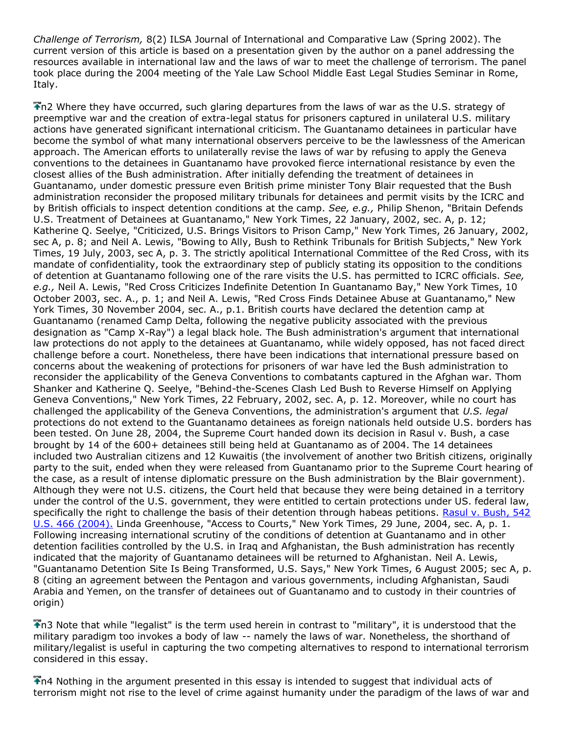*Challenge of Terrorism,* 8(2) ILSA Journal of International and Comparative Law (Spring 2002). The current version of this article is based on a presentation given by the author on a panel addressing the resources available in international law and the laws of war to meet the challenge of terrorism. The panel took place during the 2004 meeting of the Yale Law School Middle East Legal Studies Seminar in Rome, Italy.

n2 Where they have occurred, such glaring departures from the laws of war as the U.S. strategy of preemptive war and the creation of extra-legal status for prisoners captured in unilateral U.S. military actions have generated significant international criticism. The Guantanamo detainees in particular have become the symbol of what many international observers perceive to be the lawlessness of the American approach. The American efforts to unilaterally revise the laws of war by refusing to apply the Geneva conventions to the detainees in Guantanamo have provoked fierce international resistance by even the closest allies of the Bush administration. After initially defending the treatment of detainees in Guantanamo, under domestic pressure even British prime minister Tony Blair requested that the Bush administration reconsider the proposed military tribunals for detainees and permit visits by the ICRC and by British officials to inspect detention conditions at the camp. *See, e.g.,* Philip Shenon, "Britain Defends U.S. Treatment of Detainees at Guantanamo," New York Times, 22 January, 2002, sec. A, p. 12; Katherine Q. Seelye, "Criticized, U.S. Brings Visitors to Prison Camp," New York Times, 26 January, 2002, sec A, p. 8; and Neil A. Lewis, "Bowing to Ally, Bush to Rethink Tribunals for British Subjects," New York Times, 19 July, 2003, sec A, p. 3. The strictly apolitical International Committee of the Red Cross, with its mandate of confidentiality, took the extraordinary step of publicly stating its opposition to the conditions of detention at Guantanamo following one of the rare visits the U.S. has permitted to ICRC officials. *See, e.g.,* Neil A. Lewis, "Red Cross Criticizes Indefinite Detention In Guantanamo Bay," New York Times, 10 October 2003, sec. A., p. 1; and Neil A. Lewis, "Red Cross Finds Detainee Abuse at Guantanamo," New York Times, 30 November 2004, sec. A., p.1. British courts have declared the detention camp at Guantanamo (renamed Camp Delta, following the negative publicity associated with the previous designation as "Camp X-Ray") a legal black hole. The Bush administration's argument that international law protections do not apply to the detainees at Guantanamo, while widely opposed, has not faced direct challenge before a court. Nonetheless, there have been indications that international pressure based on concerns about the weakening of protections for prisoners of war have led the Bush administration to reconsider the applicability of the Geneva Conventions to combatants captured in the Afghan war. Thom Shanker and Katherine Q. Seelye, "Behind-the-Scenes Clash Led Bush to Reverse Himself on Applying Geneva Conventions," New York Times, 22 February, 2002, sec. A, p. 12. Moreover, while no court has challenged the applicability of the Geneva Conventions, the administration's argument that *U.S. legal* protections do not extend to the Guantanamo detainees as foreign nationals held outside U.S. borders has been tested. On June 28, 2004, the Supreme Court handed down its decision in Rasul v. Bush, a case brought by 14 of the 600+ detainees still being held at Guantanamo as of 2004. The 14 detainees included two Australian citizens and 12 Kuwaitis (the involvement of another two British citizens, originally party to the suit, ended when they were released from Guantanamo prior to the Supreme Court hearing of the case, as a result of intense diplomatic pressure on the Bush administration by the Blair government). Although they were not U.S. citizens, the Court held that because they were being detained in a territory under the control of the U.S. government, they were entitled to certain protections under US. federal law, specifically the right to challenge the basis of their detention through habeas petitions. Rasul v. Bush, 542 U.S. 466 (2004). Linda Greenhouse, "Access to Courts," New York Times, 29 June, 2004, sec. A, p. 1. Following increasing international scrutiny of the conditions of detention at Guantanamo and in other detention facilities controlled by the U.S. in Iraq and Afghanistan, the Bush administration has recently indicated that the majority of Guantanamo detainees will be returned to Afghanistan. Neil A. Lewis, "Guantanamo Detention Site Is Being Transformed, U.S. Says," New York Times, 6 August 2005; sec A, p. 8 (citing an agreement between the Pentagon and various governments, including Afghanistan, Saudi Arabia and Yemen, on the transfer of detainees out of Guantanamo and to custody in their countries of origin)

n3 Note that while "legalist" is the term used herein in contrast to "military", it is understood that the military paradigm too invokes a body of law -- namely the laws of war. Nonetheless, the shorthand of military/legalist is useful in capturing the two competing alternatives to respond to international terrorism considered in this essay.

n4 Nothing in the argument presented in this essay is intended to suggest that individual acts of terrorism might not rise to the level of crime against humanity under the paradigm of the laws of war and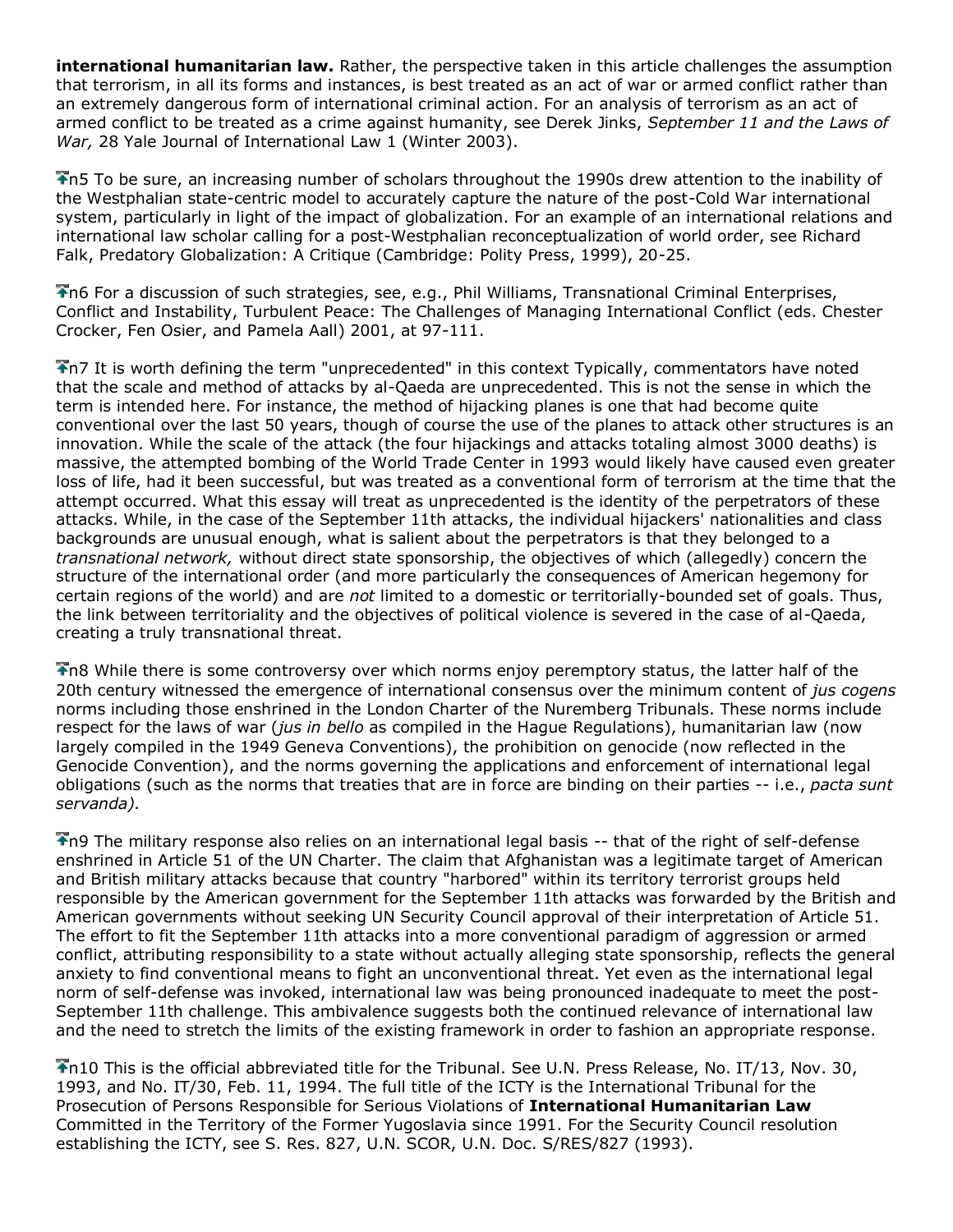**international humanitarian law.** Rather, the perspective taken in this article challenges the assumption that terrorism, in all its forms and instances, is best treated as an act of war or armed conflict rather than an extremely dangerous form of international criminal action. For an analysis of terrorism as an act of armed conflict to be treated as a crime against humanity, see Derek Jinks, *September 11 and the Laws of War,* 28 Yale Journal of International Law 1 (Winter 2003).

n5 To be sure, an increasing number of scholars throughout the 1990s drew attention to the inability of the Westphalian state-centric model to accurately capture the nature of the post-Cold War international system, particularly in light of the impact of globalization. For an example of an international relations and international law scholar calling for a post-Westphalian reconceptualization of world order, see Richard Falk, Predatory Globalization: A Critique (Cambridge: Polity Press, 1999), 20-25.

n6 For a discussion of such strategies, see, e.g., Phil Williams, Transnational Criminal Enterprises, Conflict and Instability, Turbulent Peace: The Challenges of Managing International Conflict (eds. Chester Crocker, Fen Osier, and Pamela Aall) 2001, at 97-111.

n7 It is worth defining the term "unprecedented" in this context Typically, commentators have noted that the scale and method of attacks by al-Qaeda are unprecedented. This is not the sense in which the term is intended here. For instance, the method of hijacking planes is one that had become quite conventional over the last 50 years, though of course the use of the planes to attack other structures is an innovation. While the scale of the attack (the four hijackings and attacks totaling almost 3000 deaths) is massive, the attempted bombing of the World Trade Center in 1993 would likely have caused even greater loss of life, had it been successful, but was treated as a conventional form of terrorism at the time that the attempt occurred. What this essay will treat as unprecedented is the identity of the perpetrators of these attacks. While, in the case of the September 11th attacks, the individual hijackers' nationalities and class backgrounds are unusual enough, what is salient about the perpetrators is that they belonged to a *transnational network,* without direct state sponsorship, the objectives of which (allegedly) concern the structure of the international order (and more particularly the consequences of American hegemony for certain regions of the world) and are *not* limited to a domestic or territorially-bounded set of goals. Thus, the link between territoriality and the objectives of political violence is severed in the case of al-Qaeda, creating a truly transnational threat.

n8 While there is some controversy over which norms enjoy peremptory status, the latter half of the 20th century witnessed the emergence of international consensus over the minimum content of *jus cogens* norms including those enshrined in the London Charter of the Nuremberg Tribunals. These norms include respect for the laws of war (*jus in bello* as compiled in the Hague Regulations), humanitarian law (now largely compiled in the 1949 Geneva Conventions), the prohibition on genocide (now reflected in the Genocide Convention), and the norms governing the applications and enforcement of international legal obligations (such as the norms that treaties that are in force are binding on their parties -- i.e., *pacta sunt servanda).*

n9 The military response also relies on an international legal basis -- that of the right of self-defense enshrined in Article 51 of the UN Charter. The claim that Afghanistan was a legitimate target of American and British military attacks because that country "harbored" within its territory terrorist groups held responsible by the American government for the September 11th attacks was forwarded by the British and American governments without seeking UN Security Council approval of their interpretation of Article 51. The effort to fit the September 11th attacks into a more conventional paradigm of aggression or armed conflict, attributing responsibility to a state without actually alleging state sponsorship, reflects the general anxiety to find conventional means to fight an unconventional threat. Yet even as the international legal norm of self-defense was invoked, international law was being pronounced inadequate to meet the post-September 11th challenge. This ambivalence suggests both the continued relevance of international law and the need to stretch the limits of the existing framework in order to fashion an appropriate response.

n10 This is the official abbreviated title for the Tribunal. See U.N. Press Release, No. IT/13, Nov. 30, 1993, and No. IT/30, Feb. 11, 1994. The full title of the ICTY is the International Tribunal for the Prosecution of Persons Responsible for Serious Violations of **International Humanitarian Law** Committed in the Territory of the Former Yugoslavia since 1991. For the Security Council resolution establishing the ICTY, see S. Res. 827, U.N. SCOR, U.N. Doc. S/RES/827 (1993).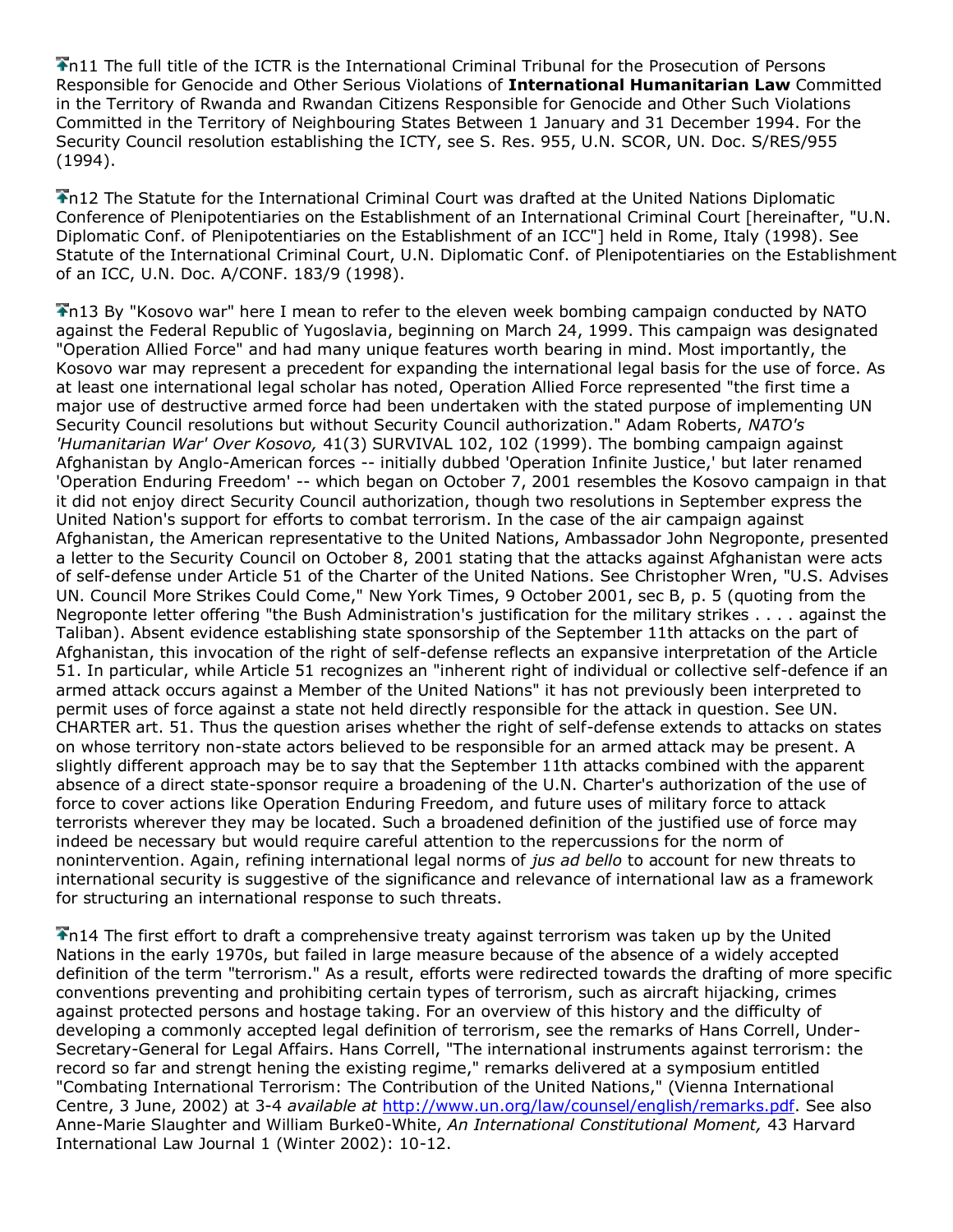n11 The full title of the ICTR is the International Criminal Tribunal for the Prosecution of Persons Responsible for Genocide and Other Serious Violations of **International Humanitarian Law** Committed in the Territory of Rwanda and Rwandan Citizens Responsible for Genocide and Other Such Violations Committed in the Territory of Neighbouring States Between 1 January and 31 December 1994. For the Security Council resolution establishing the ICTY, see S. Res. 955, U.N. SCOR, UN. Doc. S/RES/955 (1994).

n12 The Statute for the International Criminal Court was drafted at the United Nations Diplomatic Conference of Plenipotentiaries on the Establishment of an International Criminal Court [hereinafter, "U.N. Diplomatic Conf. of Plenipotentiaries on the Establishment of an ICC"] held in Rome, Italy (1998). See Statute of the International Criminal Court, U.N. Diplomatic Conf. of Plenipotentiaries on the Establishment of an ICC, U.N. Doc. A/CONF. 183/9 (1998).

n13 By "Kosovo war" here I mean to refer to the eleven week bombing campaign conducted by NATO against the Federal Republic of Yugoslavia, beginning on March 24, 1999. This campaign was designated "Operation Allied Force" and had many unique features worth bearing in mind. Most importantly, the Kosovo war may represent a precedent for expanding the international legal basis for the use of force. As at least one international legal scholar has noted, Operation Allied Force represented "the first time a major use of destructive armed force had been undertaken with the stated purpose of implementing UN Security Council resolutions but without Security Council authorization." Adam Roberts, *NATO's 'Humanitarian War' Over Kosovo,* 41(3) SURVIVAL 102, 102 (1999). The bombing campaign against Afghanistan by Anglo-American forces -- initially dubbed 'Operation Infinite Justice,' but later renamed 'Operation Enduring Freedom' -- which began on October 7, 2001 resembles the Kosovo campaign in that it did not enjoy direct Security Council authorization, though two resolutions in September express the United Nation's support for efforts to combat terrorism. In the case of the air campaign against Afghanistan, the American representative to the United Nations, Ambassador John Negroponte, presented a letter to the Security Council on October 8, 2001 stating that the attacks against Afghanistan were acts of self-defense under Article 51 of the Charter of the United Nations. See Christopher Wren, "U.S. Advises UN. Council More Strikes Could Come," New York Times, 9 October 2001, sec B, p. 5 (quoting from the Negroponte letter offering "the Bush Administration's justification for the military strikes . . . . against the Taliban). Absent evidence establishing state sponsorship of the September 11th attacks on the part of Afghanistan, this invocation of the right of self-defense reflects an expansive interpretation of the Article 51. In particular, while Article 51 recognizes an "inherent right of individual or collective self-defence if an armed attack occurs against a Member of the United Nations" it has not previously been interpreted to permit uses of force against a state not held directly responsible for the attack in question. See UN. CHARTER art. 51. Thus the question arises whether the right of self-defense extends to attacks on states on whose territory non-state actors believed to be responsible for an armed attack may be present. A slightly different approach may be to say that the September 11th attacks combined with the apparent absence of a direct state-sponsor require a broadening of the U.N. Charter's authorization of the use of force to cover actions like Operation Enduring Freedom, and future uses of military force to attack terrorists wherever they may be located. Such a broadened definition of the justified use of force may indeed be necessary but would require careful attention to the repercussions for the norm of nonintervention. Again, refining international legal norms of *jus ad bello* to account for new threats to international security is suggestive of the significance and relevance of international law as a framework for structuring an international response to such threats.

n14 The first effort to draft a comprehensive treaty against terrorism was taken up by the United Nations in the early 1970s, but failed in large measure because of the absence of a widely accepted definition of the term "terrorism." As a result, efforts were redirected towards the drafting of more specific conventions preventing and prohibiting certain types of terrorism, such as aircraft hijacking, crimes against protected persons and hostage taking. For an overview of this history and the difficulty of developing a commonly accepted legal definition of terrorism, see the remarks of Hans Correll, Under-Secretary-General for Legal Affairs. Hans Correll, "The international instruments against terrorism: the record so far and strengt hening the existing regime," remarks delivered at a symposium entitled "Combating International Terrorism: The Contribution of the United Nations," (Vienna International Centre, 3 June, 2002) at 3-4 *available at* http://www.un.org/law/counsel/english/remarks.pdf. See also Anne-Marie Slaughter and William Burke0-White, *An International Constitutional Moment,* 43 Harvard International Law Journal 1 (Winter 2002): 10-12.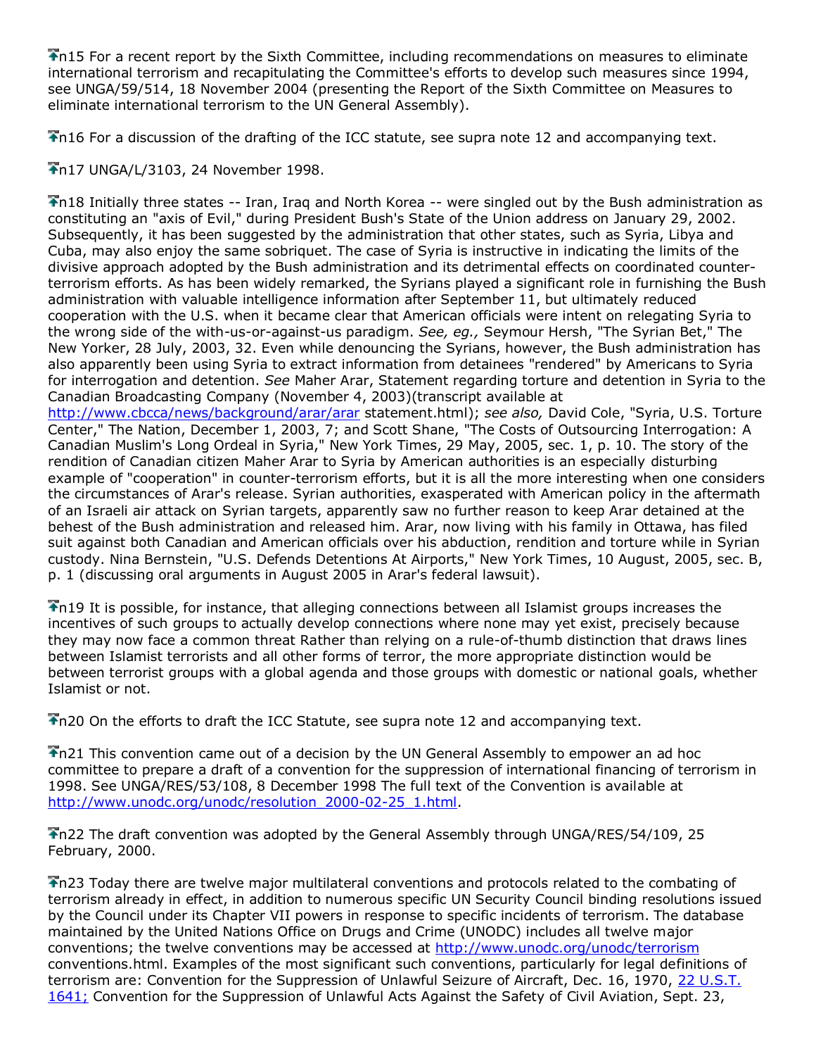n15 For a recent report by the Sixth Committee, including recommendations on measures to eliminate international terrorism and recapitulating the Committee's efforts to develop such measures since 1994, see UNGA/59/514, 18 November 2004 (presenting the Report of the Sixth Committee on Measures to eliminate international terrorism to the UN General Assembly).

n16 For a discussion of the drafting of the ICC statute, see supra note 12 and accompanying text.

n17 UNGA/L/3103, 24 November 1998.

n18 Initially three states -- Iran, Iraq and North Korea -- were singled out by the Bush administration as constituting an "axis of Evil," during President Bush's State of the Union address on January 29, 2002. Subsequently, it has been suggested by the administration that other states, such as Syria, Libya and Cuba, may also enjoy the same sobriquet. The case of Syria is instructive in indicating the limits of the divisive approach adopted by the Bush administration and its detrimental effects on coordinated counter-terrorism efforts. As has been widely remarked, the Syrians played a significant role in furnishing the Bush administration with valuable intelligence information after September 11, but ultimately reduced cooperation with the U.S. when it became clear that American officials were intent on relegating Syria to the wrong side of the with-us-or-against-us paradigm. *See, eg.,* Seymour Hersh, "The Syrian Bet," The New Yorker, 28 July, 2003, 32. Even while denouncing the Syrians, however, the Bush administration has also apparently been using Syria to extract information from detainees "rendered" by Americans to Syria for interrogation and detention. *See* Maher Arar, Statement regarding torture and detention in Syria to the Canadian Broadcasting Company (November 4, 2003)(transcript available at http://www.cbcca/news/background/arar/arar statement.html); *see also,* David Cole, "Syria, U.S. Torture Center," The Nation, December 1, 2003, 7; and Scott Shane, "The Costs of Outsourcing Interrogation: A Canadian Muslim's Long Ordeal in Syria," New York Times, 29 May, 2005, sec. 1, p. 10. The story of the rendition of Canadian citizen Maher Arar to Syria by American authorities is an especially disturbing example of "cooperation" in counter-terrorism efforts, but it is all the more interesting when one considers the circumstances of Arar's release. Syrian authorities, exasperated with American policy in the aftermath of an Israeli air attack on Syrian targets, apparently saw no further reason to keep Arar detained at the behest of the Bush administration and released him. Arar, now living with his family in Ottawa, has filed suit against both Canadian and American officials over his abduction, rendition and torture while in Syrian custody. Nina Bernstein, "U.S. Defends Detentions At Airports," New York Times, 10 August, 2005, sec. B, p. 1 (discussing oral arguments in August 2005 in Arar's federal lawsuit).

n19 It is possible, for instance, that alleging connections between all Islamist groups increases the incentives of such groups to actually develop connections where none may yet exist, precisely because they may now face a common threat Rather than relying on a rule-of-thumb distinction that draws lines between Islamist terrorists and all other forms of terror, the more appropriate distinction would be between terrorist groups with a global agenda and those groups with domestic or national goals, whether Islamist or not.

n20 On the efforts to draft the ICC Statute, see supra note 12 and accompanying text.

n21 This convention came out of a decision by the UN General Assembly to empower an ad hoc committee to prepare a draft of a convention for the suppression of international financing of terrorism in 1998. See UNGA/RES/53/108, 8 December 1998 The full text of the Convention is available at http://www.unodc.org/unodc/resolution_2000-02-25_1.html.

n22 The draft convention was adopted by the General Assembly through UNGA/RES/54/109, 25 February, 2000.

n23 Today there are twelve major multilateral conventions and protocols related to the combating of terrorism already in effect, in addition to numerous specific UN Security Council binding resolutions issued by the Council under its Chapter VII powers in response to specific incidents of terrorism. The database maintained by the United Nations Office on Drugs and Crime (UNODC) includes all twelve major conventions; the twelve conventions may be accessed at http://www.unodc.org/unodc/terrorism conventions.html. Examples of the most significant such conventions, particularly for legal definitions of terrorism are: Convention for the Suppression of Unlawful Seizure of Aircraft, Dec. 16, 1970, 22 U.S.T. 1641; Convention for the Suppression of Unlawful Acts Against the Safety of Civil Aviation, Sept. 23,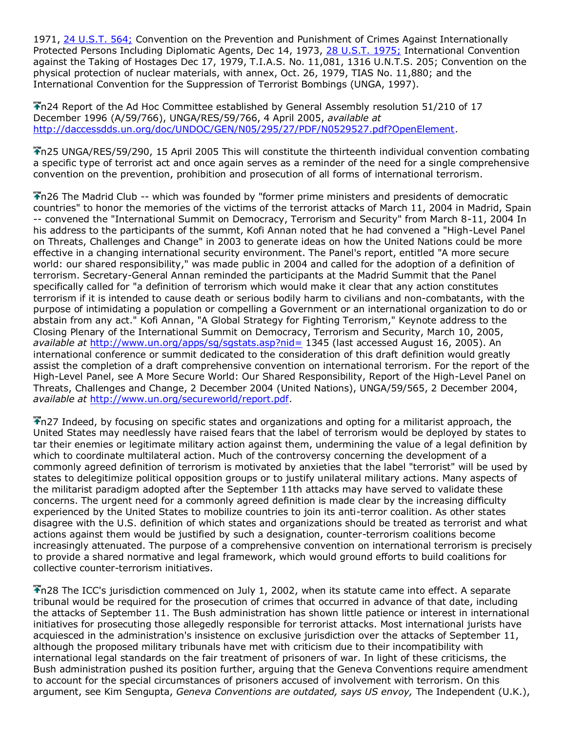1971, [24 U.S.T. 564;] Convention on the Prevention and Punishment of Crimes Against Internationally Protected Persons Including Diplomatic Agents, Dec 14, 1973, [28 U.S.T. 1975;] International Convention against the Taking of Hostages Dec 17, 1979, T.I.A.S. No. 11,081, 1316 U.N.T.S. 205; Convention on the physical protection of nuclear materials, with annex, Oct. 26, 1979, TIAS No. 11,880; and the International Convention for the Suppression of Terrorist Bombings (UNGA, 1997).

n24 Report of the Ad Hoc Committee established by General Assembly resolution 51/210 of 17 December 1996 (A/59/766), UNGA/RES/59/766, 4 April 2005, *available at* http://daccessdds.un.org/doc/UNDOC/GEN/N05/295/27/PDF/N0529527.pdf?OpenElement.

n25 UNGA/RES/59/290, 15 April 2005 This will constitute the thirteenth individual convention combating a specific type of terrorist act and once again serves as a reminder of the need for a single comprehensive convention on the prevention, prohibition and prosecution of all forms of international terrorism.

n26 The Madrid Club -- which was founded by "former prime ministers and presidents of democratic countries" to honor the memories of the victims of the terrorist attacks of March 11, 2004 in Madrid, Spain -- convened the "International Summit on Democracy, Terrorism and Security" from March 8-11, 2004 In his address to the participants of the summt, Kofi Annan noted that he had convened a "High-Level Panel on Threats, Challenges and Change" in 2003 to generate ideas on how the United Nations could be more effective in a changing international security environment. The Panel's report, entitled "A more secure world: our shared responsibility," was made public in 2004 and called for the adoption of a definition of terrorism. Secretary-General Annan reminded the participants at the Madrid Summit that the Panel specifically called for "a definition of terrorism which would make it clear that any action constitutes terrorism if it is intended to cause death or serious bodily harm to civilians and non-combatants, with the purpose of intimidating a population or compelling a Government or an international organization to do or abstain from any act." Kofi Annan, "A Global Strategy for Fighting Terrorism," Keynote address to the Closing Plenary of the International Summit on Democracy, Terrorism and Security, March 10, 2005, *available at* http://www.un.org/apps/sg/sgstats.asp?nid= 1345 (last accessed August 16, 2005). An international conference or summit dedicated to the consideration of this draft definition would greatly assist the completion of a draft comprehensive convention on international terrorism. For the report of the High-Level Panel, see A More Secure World: Our Shared Responsibility, Report of the High-Level Panel on Threats, Challenges and Change, 2 December 2004 (United Nations), UNGA/59/565, 2 December 2004, *available at* http://www.un.org/secureworld/report.pdf.

n27 Indeed, by focusing on specific states and organizations and opting for a militarist approach, the United States may needlessly have raised fears that the label of terrorism would be deployed by states to tar their enemies or legitimate military action against them, undermining the value of a legal definition by which to coordinate multilateral action. Much of the controversy concerning the development of a commonly agreed definition of terrorism is motivated by anxieties that the label "terrorist" will be used by states to delegitimize political opposition groups or to justify unilateral military actions. Many aspects of the militarist paradigm adopted after the September 11th attacks may have served to validate these concerns. The urgent need for a commonly agreed definition is made clear by the increasing difficulty experienced by the United States to mobilize countries to join its anti-terror coalition. As other states disagree with the U.S. definition of which states and organizations should be treated as terrorist and what actions against them would be justified by such a designation, counter-terrorism coalitions become increasingly attenuated. The purpose of a comprehensive convention on international terrorism is precisely to provide a shared normative and legal framework, which would ground efforts to build coalitions for collective counter-terrorism initiatives.

n28 The ICC's jurisdiction commenced on July 1, 2002, when its statute came into effect. A separate tribunal would be required for the prosecution of crimes that occurred in advance of that date, including the attacks of September 11. The Bush administration has shown little patience or interest in international initiatives for prosecuting those allegedly responsible for terrorist attacks. Most international jurists have acquiesced in the administration's insistence on exclusive jurisdiction over the attacks of September 11, although the proposed military tribunals have met with criticism due to their incompatibility with international legal standards on the fair treatment of prisoners of war. In light of these criticisms, the Bush administration pushed its position further, arguing that the Geneva Conventions require amendment to account for the special circumstances of prisoners accused of involvement with terrorism. On this argument, see Kim Sengupta, *Geneva Conventions are outdated, says US envoy,* The Independent (U.K.),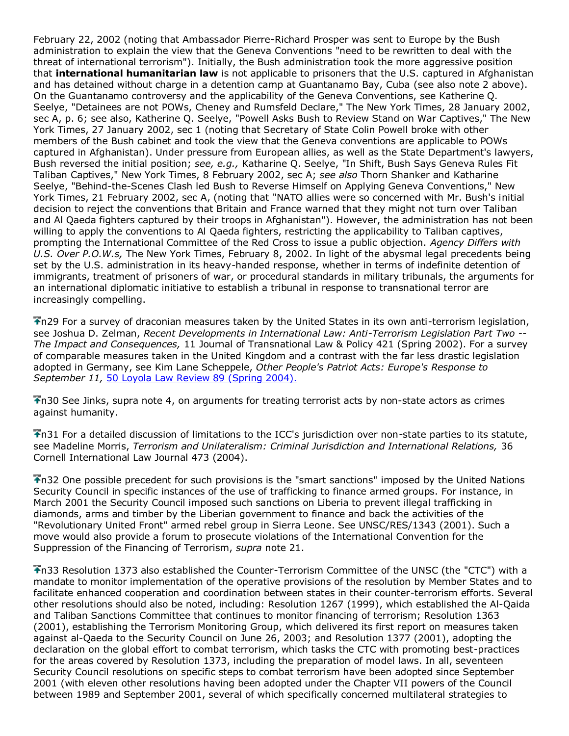February 22, 2002 (noting that Ambassador Pierre-Richard Prosper was sent to Europe by the Bush administration to explain the view that the Geneva Conventions "need to be rewritten to deal with the threat of international terrorism"). Initially, the Bush administration took the more aggressive position that **international humanitarian law** is not applicable to prisoners that the U.S. captured in Afghanistan and has detained without charge in a detention camp at Guantanamo Bay, Cuba (see also note 2 above). On the Guantanamo controversy and the applicability of the Geneva Conventions, see Katherine Q. Seelye, "Detainees are not POWs, Cheney and Rumsfeld Declare," The New York Times, 28 January 2002, sec A, p. 6; see also, Katherine Q. Seelye, "Powell Asks Bush to Review Stand on War Captives," The New York Times, 27 January 2002, sec 1 (noting that Secretary of State Colin Powell broke with other members of the Bush cabinet and took the view that the Geneva conventions are applicable to POWs captured in Afghanistan). Under pressure from European allies, as well as the State Department's lawyers, Bush reversed the initial position; *see, e.g.,* Katharine Q. Seelye, "In Shift, Bush Says Geneva Rules Fit Taliban Captives," New York Times, 8 February 2002, sec A; *see also* Thorn Shanker and Katharine Seelye, "Behind-the-Scenes Clash led Bush to Reverse Himself on Applying Geneva Conventions," New York Times, 21 February 2002, sec A, (noting that "NATO allies were so concerned with Mr. Bush's initial decision to reject the conventions that Britain and France warned that they might not turn over Taliban and Al Qaeda fighters captured by their troops in Afghanistan"). However, the administration has not been willing to apply the conventions to Al Qaeda fighters, restricting the applicability to Taliban captives, prompting the International Committee of the Red Cross to issue a public objection. *Agency Differs with U.S. Over P.O.W.s,* The New York Times, February 8, 2002. In light of the abysmal legal precedents being set by the U.S. administration in its heavy-handed response, whether in terms of indefinite detention of immigrants, treatment of prisoners of war, or procedural standards in military tribunals, the arguments for an international diplomatic initiative to establish a tribunal in response to transnational terror are increasingly compelling.

n29 For a survey of draconian measures taken by the United States in its own anti-terrorism legislation, see Joshua D. Zelman, *Recent Developments in International Law: Anti-Terrorism Legislation Part Two -- The Impact and Consequences,* 11 Journal of Transnational Law & Policy 421 (Spring 2002). For a survey of comparable measures taken in the United Kingdom and a contrast with the far less drastic legislation adopted in Germany, see Kim Lane Scheppele, *Other People's Patriot Acts: Europe's Response to September 11,* 50 Loyola Law Review 89 (Spring 2004).

n30 See Jinks, supra note 4, on arguments for treating terrorist acts by non-state actors as crimes against humanity.

n31 For a detailed discussion of limitations to the ICC's jurisdiction over non-state parties to its statute, see Madeline Morris, *Terrorism and Unilateralism: Criminal Jurisdiction and International Relations,* 36 Cornell International Law Journal 473 (2004).

n32 One possible precedent for such provisions is the "smart sanctions" imposed by the United Nations Security Council in specific instances of the use of trafficking to finance armed groups. For instance, in March 2001 the Security Council imposed such sanctions on Liberia to prevent illegal trafficking in diamonds, arms and timber by the Liberian government to finance and back the activities of the "Revolutionary United Front" armed rebel group in Sierra Leone. See UNSC/RES/1343 (2001). Such a move would also provide a forum to prosecute violations of the International Convention for the Suppression of the Financing of Terrorism, *supra* note 21.

n33 Resolution 1373 also established the Counter-Terrorism Committee of the UNSC (the "CTC") with a mandate to monitor implementation of the operative provisions of the resolution by Member States and to facilitate enhanced cooperation and coordination between states in their counter-terrorism efforts. Several other resolutions should also be noted, including: Resolution 1267 (1999), which established the Al-Qaida and Taliban Sanctions Committee that continues to monitor financing of terrorism; Resolution 1363 (2001), establishing the Terrorism Monitoring Group, which delivered its first report on measures taken against al-Qaeda to the Security Council on June 26, 2003; and Resolution 1377 (2001), adopting the declaration on the global effort to combat terrorism, which tasks the CTC with promoting best-practices for the areas covered by Resolution 1373, including the preparation of model laws. In all, seventeen Security Council resolutions on specific steps to combat terrorism have been adopted since September 2001 (with eleven other resolutions having been adopted under the Chapter VII powers of the Council between 1989 and September 2001, several of which specifically concerned multilateral strategies to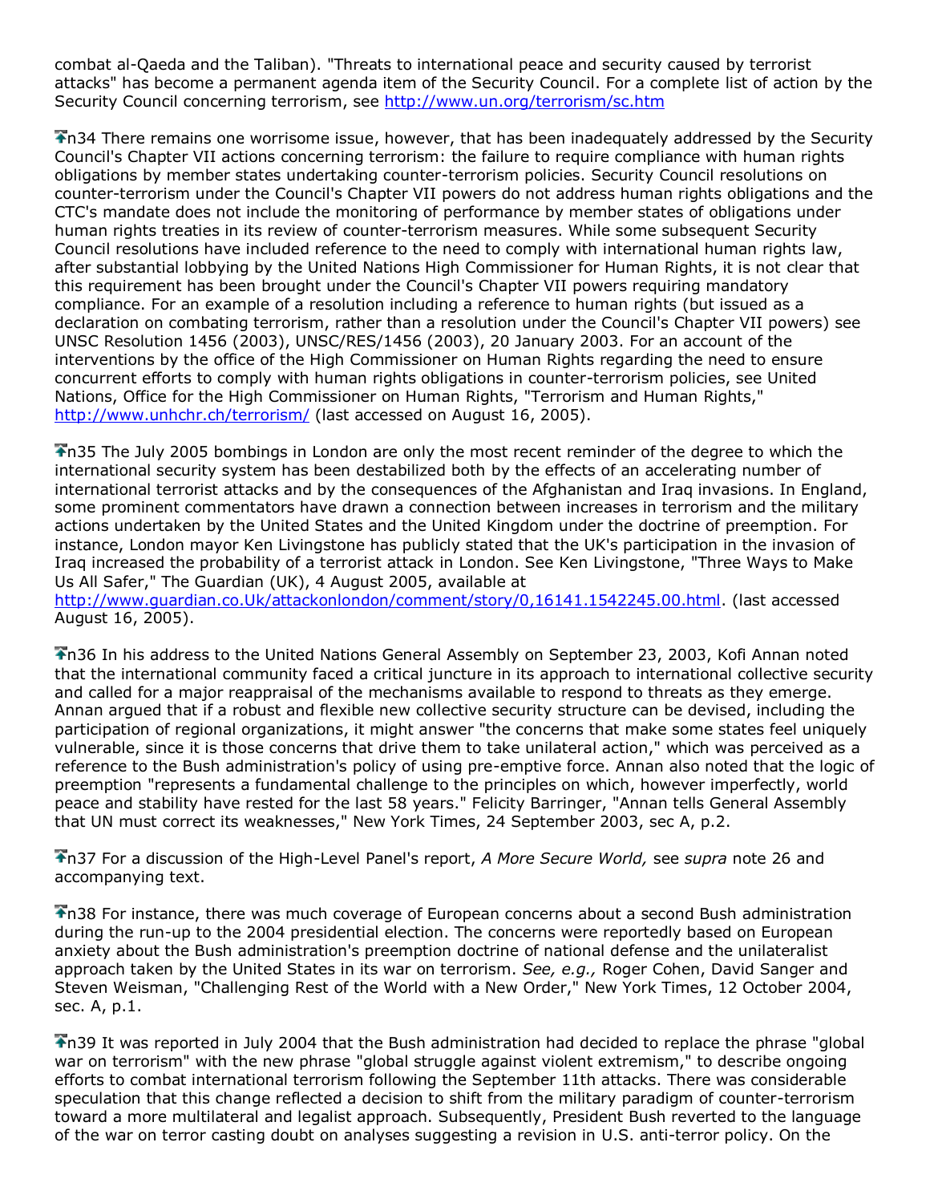combat al-Qaeda and the Taliban). "Threats to international peace and security caused by terrorist attacks" has become a permanent agenda item of the Security Council. For a complete list of action by the Security Council concerning terrorism, see http://www.un.org/terrorism/sc.htm

n34 There remains one worrisome issue, however, that has been inadequately addressed by the Security Council's Chapter VII actions concerning terrorism: the failure to require compliance with human rights obligations by member states undertaking counter-terrorism policies. Security Council resolutions on counter-terrorism under the Council's Chapter VII powers do not address human rights obligations and the CTC's mandate does not include the monitoring of performance by member states of obligations under human rights treaties in its review of counter-terrorism measures. While some subsequent Security Council resolutions have included reference to the need to comply with international human rights law, after substantial lobbying by the United Nations High Commissioner for Human Rights, it is not clear that this requirement has been brought under the Council's Chapter VII powers requiring mandatory compliance. For an example of a resolution including a reference to human rights (but issued as a declaration on combating terrorism, rather than a resolution under the Council's Chapter VII powers) see UNSC Resolution 1456 (2003), UNSC/RES/1456 (2003), 20 January 2003. For an account of the interventions by the office of the High Commissioner on Human Rights regarding the need to ensure concurrent efforts to comply with human rights obligations in counter-terrorism policies, see United Nations, Office for the High Commissioner on Human Rights, "Terrorism and Human Rights," http://www.unhchr.ch/terrorism/ (last accessed on August 16, 2005).

n35 The July 2005 bombings in London are only the most recent reminder of the degree to which the international security system has been destabilized both by the effects of an accelerating number of international terrorist attacks and by the consequences of the Afghanistan and Iraq invasions. In England, some prominent commentators have drawn a connection between increases in terrorism and the military actions undertaken by the United States and the United Kingdom under the doctrine of preemption. For instance, London mayor Ken Livingstone has publicly stated that the UK's participation in the invasion of Iraq increased the probability of a terrorist attack in London. See Ken Livingstone, "Three Ways to Make Us All Safer," The Guardian (UK), 4 August 2005, available at http://www.guardian.co.Uk/attackonlondon/comment/story/0,16141.1542245.00.html. (last accessed August 16, 2005).

n36 In his address to the United Nations General Assembly on September 23, 2003, Kofi Annan noted that the international community faced a critical juncture in its approach to international collective security and called for a major reappraisal of the mechanisms available to respond to threats as they emerge. Annan argued that if a robust and flexible new collective security structure can be devised, including the participation of regional organizations, it might answer "the concerns that make some states feel uniquely vulnerable, since it is those concerns that drive them to take unilateral action," which was perceived as a reference to the Bush administration's policy of using pre-emptive force. Annan also noted that the logic of preemption "represents a fundamental challenge to the principles on which, however imperfectly, world peace and stability have rested for the last 58 years." Felicity Barringer, "Annan tells General Assembly that UN must correct its weaknesses," New York Times, 24 September 2003, sec A, p.2.

n37 For a discussion of the High-Level Panel's report, *A More Secure World,* see *supra* note 26 and accompanying text.

n38 For instance, there was much coverage of European concerns about a second Bush administration during the run-up to the 2004 presidential election. The concerns were reportedly based on European anxiety about the Bush administration's preemption doctrine of national defense and the unilateralist approach taken by the United States in its war on terrorism. *See, e.g.,* Roger Cohen, David Sanger and Steven Weisman, "Challenging Rest of the World with a New Order," New York Times, 12 October 2004, sec. A, p.1.

n39 It was reported in July 2004 that the Bush administration had decided to replace the phrase "global war on terrorism" with the new phrase "global struggle against violent extremism," to describe ongoing efforts to combat international terrorism following the September 11th attacks. There was considerable speculation that this change reflected a decision to shift from the military paradigm of counter-terrorism toward a more multilateral and legalist approach. Subsequently, President Bush reverted to the language of the war on terror casting doubt on analyses suggesting a revision in U.S. anti-terror policy. On the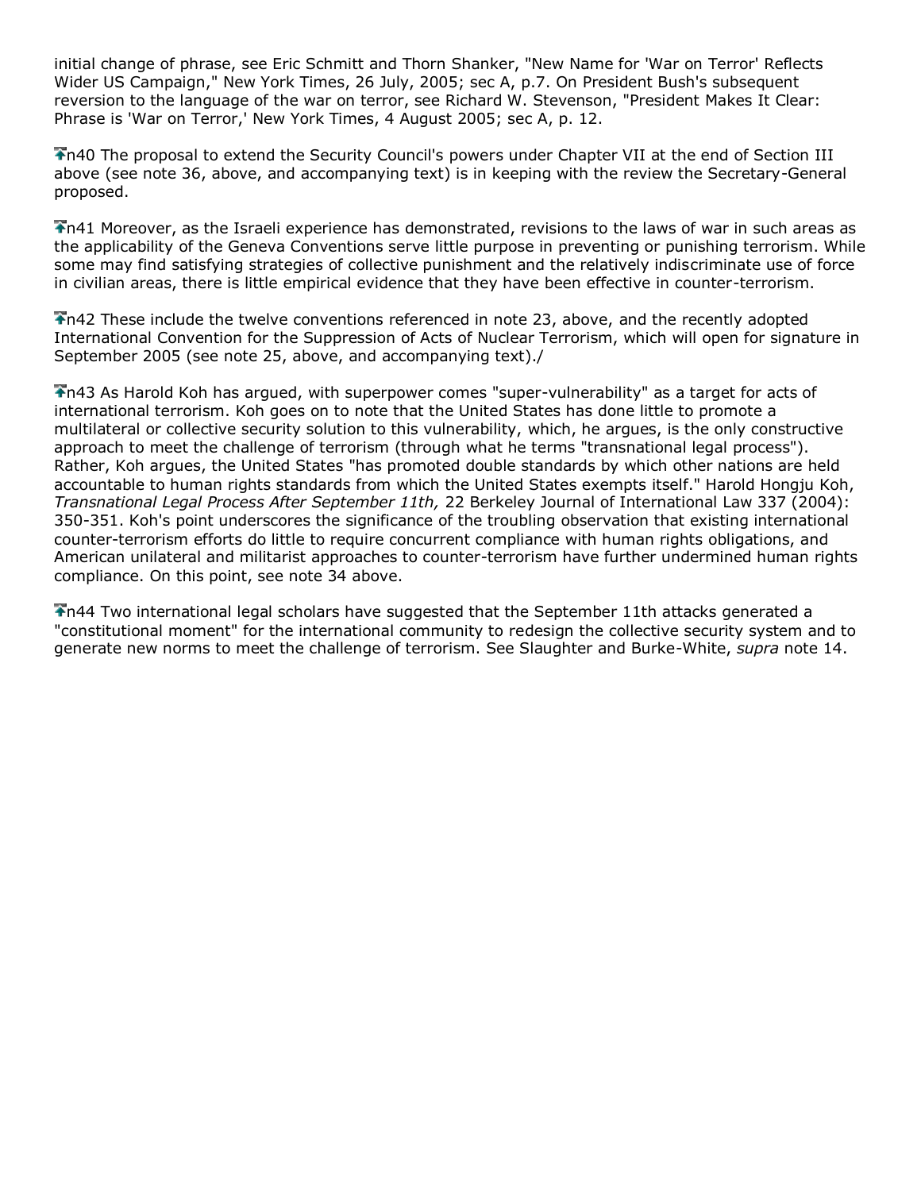initial change of phrase, see Eric Schmitt and Thorn Shanker, "New Name for 'War on Terror' Reflects Wider US Campaign," New York Times, 26 July, 2005; sec A, p.7. On President Bush's subsequent reversion to the language of the war on terror, see Richard W. Stevenson, "President Makes It Clear: Phrase is 'War on Terror,' New York Times, 4 August 2005; sec A, p. 12.

n40 The proposal to extend the Security Council's powers under Chapter VII at the end of Section III above (see note 36, above, and accompanying text) is in keeping with the review the Secretary-General proposed.

n41 Moreover, as the Israeli experience has demonstrated, revisions to the laws of war in such areas as the applicability of the Geneva Conventions serve little purpose in preventing or punishing terrorism. While some may find satisfying strategies of collective punishment and the relatively indiscriminate use of force in civilian areas, there is little empirical evidence that they have been effective in counter-terrorism.

n42 These include the twelve conventions referenced in note 23, above, and the recently adopted International Convention for the Suppression of Acts of Nuclear Terrorism, which will open for signature in September 2005 (see note 25, above, and accompanying text)./

n43 As Harold Koh has argued, with superpower comes "super-vulnerability" as a target for acts of international terrorism. Koh goes on to note that the United States has done little to promote a multilateral or collective security solution to this vulnerability, which, he argues, is the only constructive approach to meet the challenge of terrorism (through what he terms "transnational legal process"). Rather, Koh argues, the United States "has promoted double standards by which other nations are held accountable to human rights standards from which the United States exempts itself." Harold Hongju Koh, *Transnational Legal Process After September 11th,* 22 Berkeley Journal of International Law 337 (2004): 350-351. Koh's point underscores the significance of the troubling observation that existing international counter-terrorism efforts do little to require concurrent compliance with human rights obligations, and American unilateral and militarist approaches to counter-terrorism have further undermined human rights compliance. On this point, see note 34 above.

n44 Two international legal scholars have suggested that the September 11th attacks generated a "constitutional moment" for the international community to redesign the collective security system and to generate new norms to meet the challenge of terrorism. See Slaughter and Burke-White, *supra* note 14.